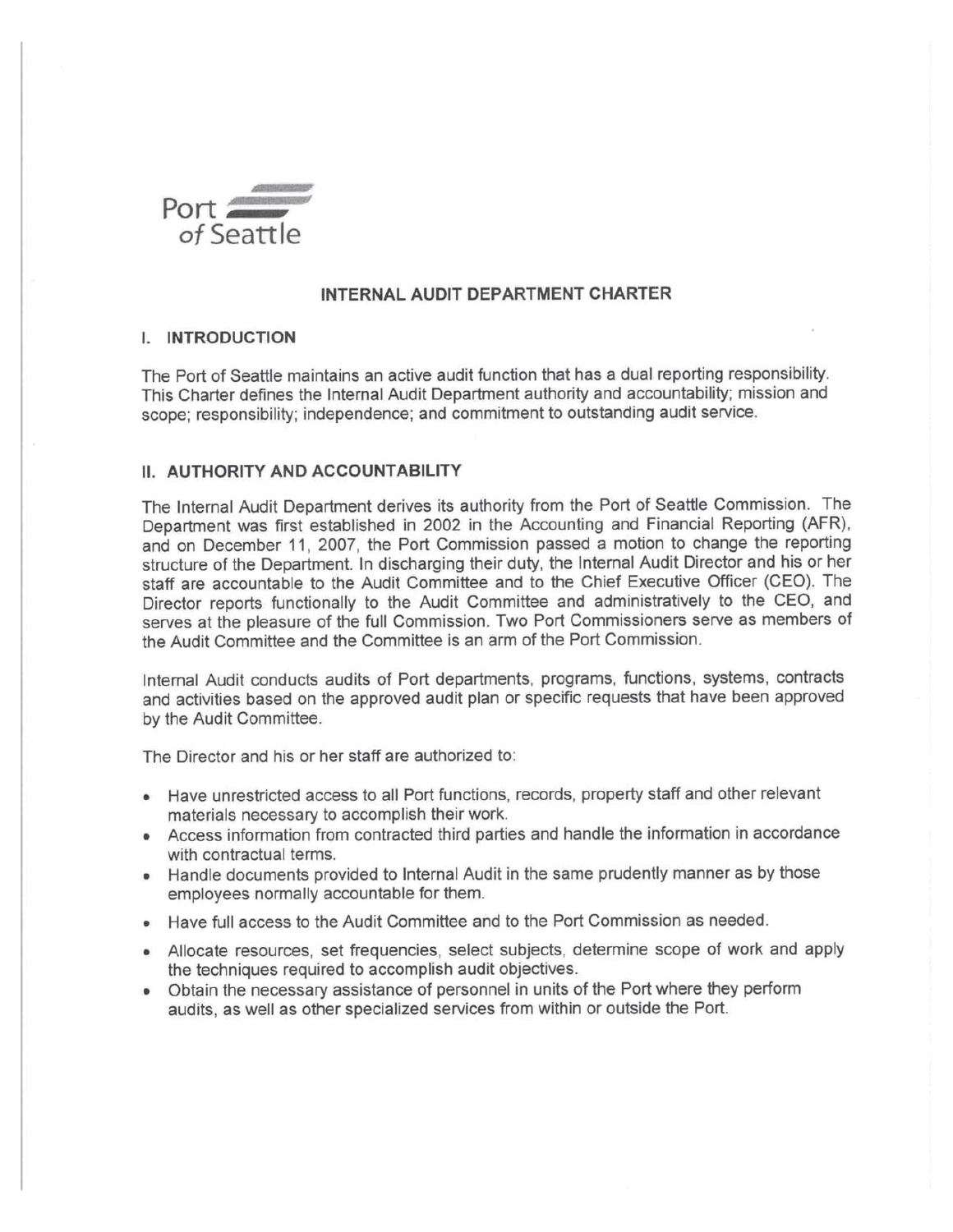Port of Seattle

# INTERNAL AUDIT DEPARTMENT CHARTER

## I. INTRODUCTION

The Port of Seattle maintains an active audit function that has a dual reporting responsibility. This Charter defines the Internal Audit Department authority and accountability; mission and scope; responsibility; independence; and commitment to outstanding audit service.

## II. AUTHORITY AND ACCOUNTABILITY

The Internal Audit Department derives its authority from the Port of Seattle Commission. The Department was first established in 2002 in the Accounting and Financial Reporting (AFR), and on December 11, 2007, the Port Commission passed a motion to change the reporting structure of the Department. In discharging their duty, the Internal Audit Director and his or her staff are accountable to the Audit Committee and to the Chief Executive Officer (CEO). The Director reports functionally to the Audit Committee and administratively to the CEO, and serves at the pleasure of the full Commission. Two Port Commissioners serve as members of the Audit Committee and the Committee is an arm of the Port Commission.

Internal Audit conducts audits of Port departments, programs, functions, systems, contracts and activities based on the approved audit plan or specific requests that have been approved by the Audit Committee.

The Director and his or her staff are authorized to:

- Have unrestricted access to all Port functions, records, property staff and other relevant materials necessary to accomplish their work.
- Access information from contracted third parties and handle the information in accordance with contractual terms.
- Handle documents provided to Internal Audit in the same prudently manner as by those employees normally accountable for them.
- Have full access to the Audit Committee and to the Port Commission as needed.
- Allocate resources, set frequencies, select subjects, determine scope of work and apply the techniques required to accomplish audit objectives.
- Obtain the necessary assistance of personnel in units of the Port where they perform audits, as well as other specialized services from within or outside the Port.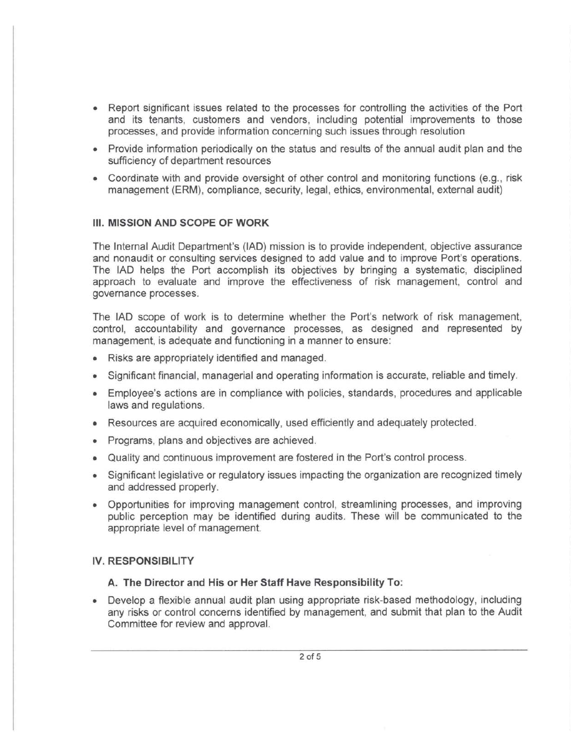- Report significant issues related to the processes for controlling the activities of the Port and its tenants, customers and vendors, including potential improvements to those processes, and provide information concerning such issues through resolution
- Provide information periodically on the status and results of the annual audit plan and the sufficiency of department resources
- Coordinate with and provide oversight of other control and monitoring functions (e.g., risk management (ERM), compliance, security, legal, ethics, environmental, external audit)

## III. MISSION AND SCOPE OF WORK

The Internal Audit Department's (IAD) mission is to provide independent, objective assurance and nonaudit or consulting services designed to add value and to improve Port's operations. The IAD helps the Port accomplish its objectives by bringing a systematic, disciplined approach to evaluate and improve the effectiveness of risk management, control and governance processes.

The IAD scope of work is to determine whether the Port's network of risk management, control, accountability and governance processes, as designed and represented by management, is adequate and functioning in a manner to ensure:

- Risks are appropriately identified and managed.
- Significant financial, managerial and operating information is accurate, reliable and timely.
- Employee's actions are in compliance with policies, standards, procedures and applicable laws and regulations.
- Resources are acquired economically, used efficiently and adequately protected.
- Programs, plans and objectives are achieved.
- Quality and continuous improvement are fostered in the Port's control process.
- Significant legislative or regulatory issues impacting the organization are recognized timely and addressed properly.
- Opportunities for improving management control, streamlining processes, and improving public perception may be identified during audits. These will be communicated to the appropriate level of management.

## IV. RESPONSIBILITY

### A. The Director and His or Her Staff Have Responsibility To:

- Develop a flexible annual audit plan using appropriate risk-based methodology, including any risks or control concerns identified by management, and submit that plan to the Audit Committee for review and approval.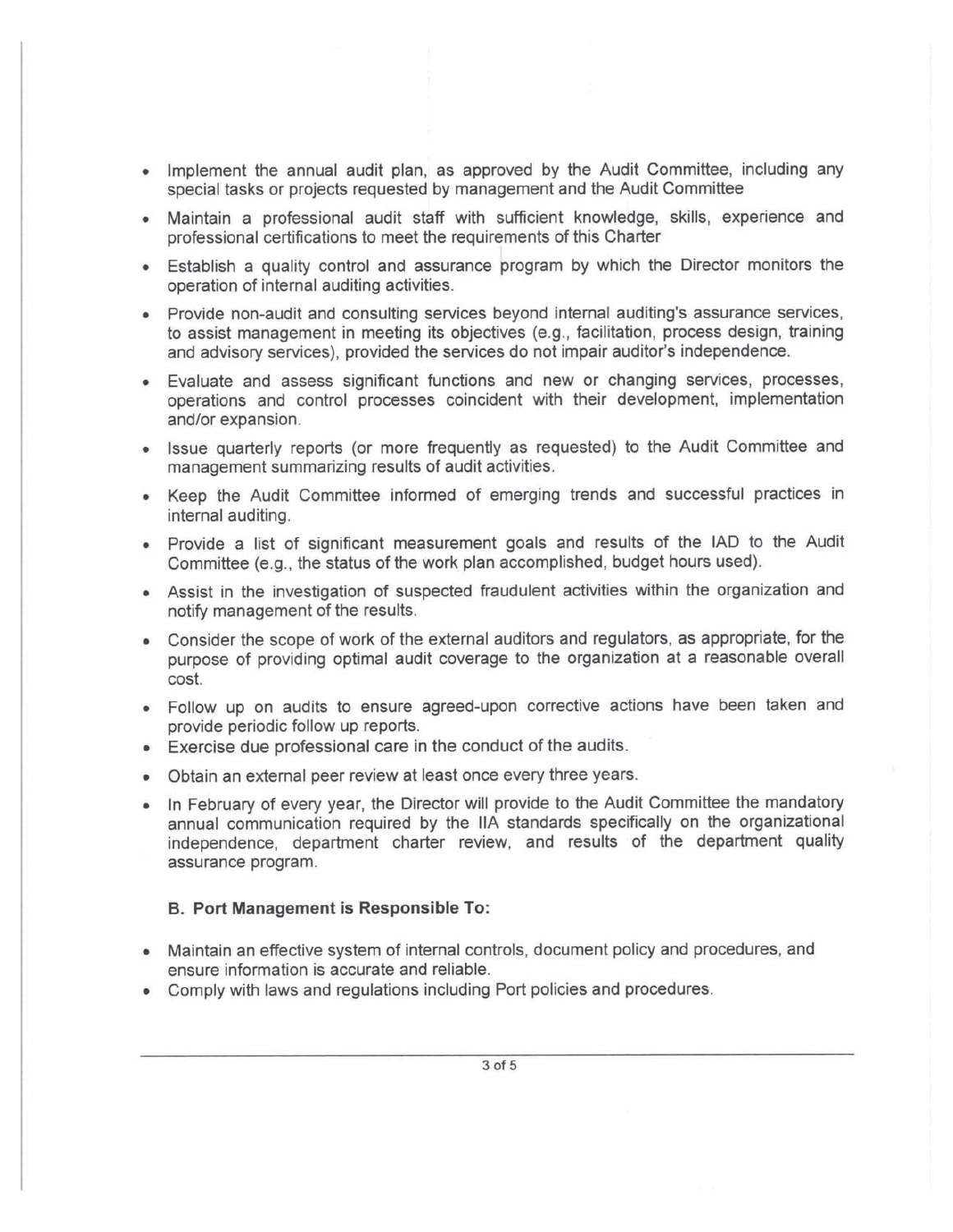- Implement the annual audit plan, as approved by the Audit Committee, including any special tasks or projects requested by management and the Audit Committee
- Maintain a professional audit staff with sufficient knowledge, skills, experience and professional certifications to meet the requirements of this Charter
- Establish a quality control and assurance program by which the Director monitors the operation of internal auditing activities.
- Provide non-audit and consulting services beyond internal auditing's assurance services, to assist management in meeting its objectives (e.g., facilitation, process design, training and advisory services), provided the services do not impair auditor's independence.
- Evaluate and assess significant functions and new or changing services, processes, operations and control processes coincident with their development, implementation and/or expansion.
- Issue quarterly reports (or more frequently as requested) to the Audit Committee and management summarizing results of audit activities.
- Keep the Audit Committee informed of emerging trends and successful practices in internal auditing.
- Provide a list of significant measurement goals and results of the IAD to the Audit Committee (e.g., the status of the work plan accomplished, budget hours used).
- Assist in the investigation of suspected fraudulent activities within the organization and notify management of the results.
- Consider the scope of work of the external auditors and regulators, as appropriate, for the purpose of providing optimal audit coverage to the organization at a reasonable overall cost.
- Follow up on audits to ensure agreed-upon corrective actions have been taken and provide periodic follow up reports.
- Exercise due professional care in the conduct of the audits.
- Obtain an external peer review at least once every three years.
- In February of every year, the Director will provide to the Audit Committee the mandatory annual communication required by the IIA standards specifically on the organizational independence, department charter review, and results of the department quality assurance program.

### B. Port Management is Responsible To:

- Maintain an effective system of internal controls, document policy and procedures, and ensure information is accurate and reliable.
- Comply with laws and regulations including Port policies and procedures.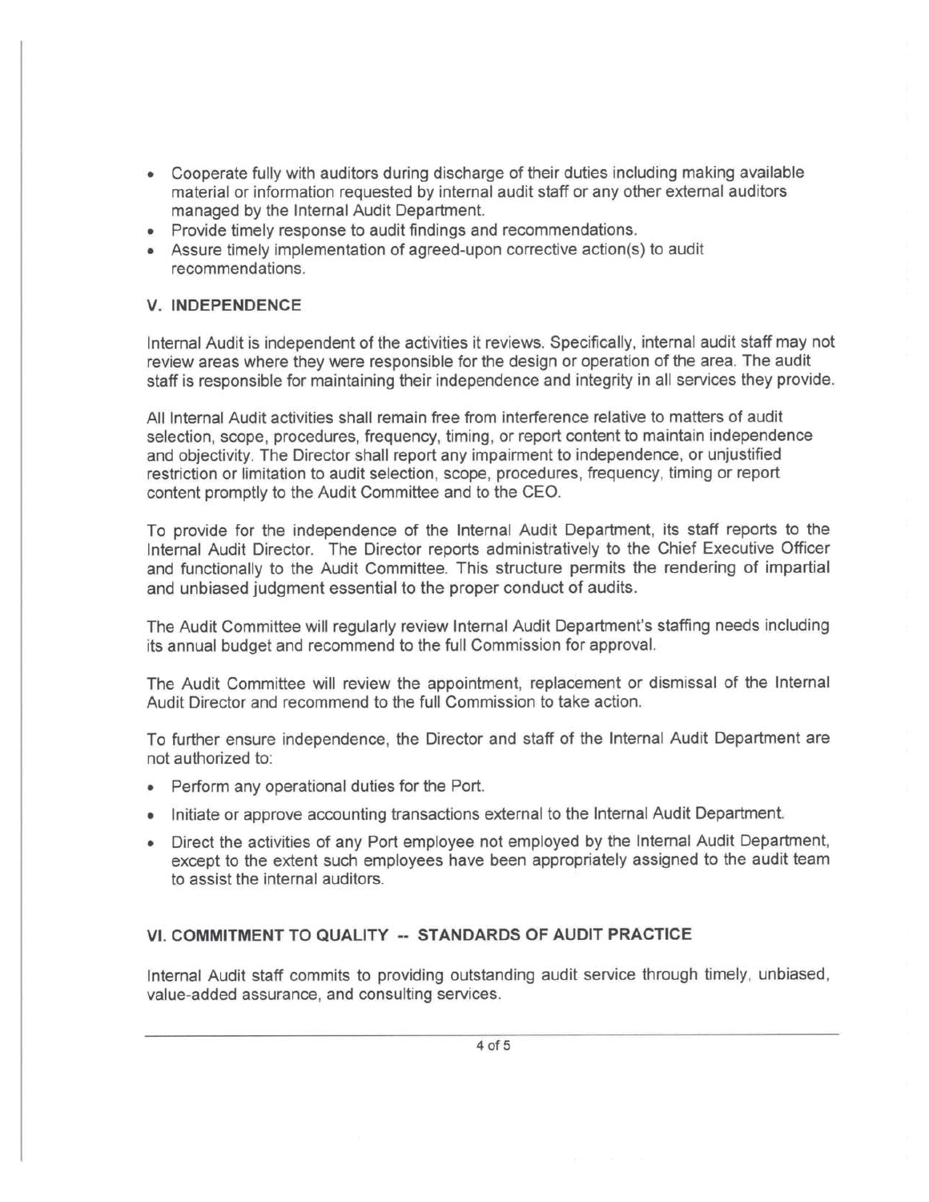- Cooperate fully with auditors during discharge of their duties including making available material or information requested by internal audit staff or any other external auditors managed by the Internal Audit Department.
- Provide timely response to audit findings and recommendations.
- Assure timely implementation of agreed-upon corrective action(s) to audit recommendations.

## V. INDEPENDENCE

Internal Audit is independent of the activities it reviews. Specifically, internal audit staff may not review areas where they were responsible for the design or operation of the area. The audit staff is responsible for maintaining their independence and integrity in all services they provide.

All Internal Audit activities shall remain free from interference relative to matters of audit selection, scope, procedures, frequency, timing, or report content to maintain independence and objectivity. The Director shall report any impairment to independence, or unjustified restriction or limitation to audit selection, scope, procedures, frequency, timing or report content promptly to the Audit Committee and to the CEO.

To provide for the independence of the Internal Audit Department, its staff reports to the Internal Audit Director. The Director reports administratively to the Chief Executive Officer and functionally to the Audit Committee. This structure permits the rendering of impartial and unbiased judgment essential to the proper conduct of audits.

The Audit Committee will regularly review Internal Audit Department's staffing needs including its annual budget and recommend to the full Commission for approval.

The Audit Committee will review the appointment, replacement or dismissal of the Internal Audit Director and recommend to the full Commission to take action.

To further ensure independence, the Director and staff of the Internal Audit Department are not authorized to:

- Perform any operational duties for the Port.
- Initiate or approve accounting transactions external to the Internal Audit Department.
- Direct the activities of any Port employee not employed by the Internal Audit Department, except to the extent such employees have been appropriately assigned to the audit team to assist the internal auditors.

## VI. COMMITMENT TO QUALITY -- STANDARDS OF AUDIT PRACTICE

Internal Audit staff commits to providing outstanding audit service through timely, unbiased, value-added assurance, and consulting services.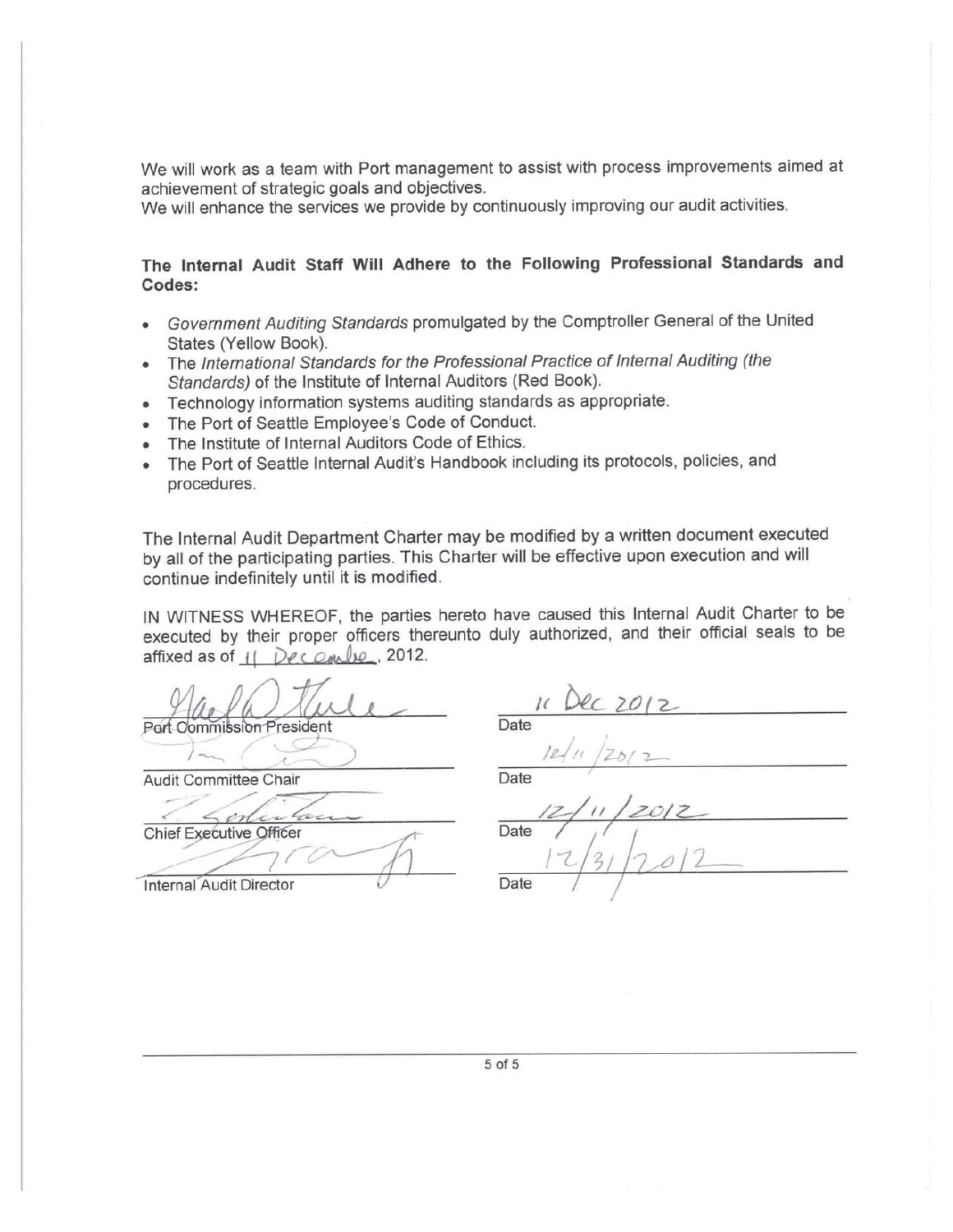We will work as a team with Port management to assist with process improvements aimed at achievement of strategic goals and objectives.
We will enhance the services we provide by continuously improving our audit activities.

**The Internal Audit Staff Will Adhere to the Following Professional Standards and Codes:**

- *Government Auditing Standards* promulgated by the Comptroller General of the United States (Yellow Book).
- The *International Standards for the Professional Practice of Internal Auditing (the Standards)* of the Institute of Internal Auditors (Red Book).
- Technology information systems auditing standards as appropriate.
- The Port of Seattle Employee's Code of Conduct.
- The Institute of Internal Auditors Code of Ethics.
- The Port of Seattle Internal Audit's Handbook including its protocols, policies, and procedures.

The Internal Audit Department Charter may be modified by a written document executed by all of the participating parties. This Charter will be effective upon execution and will continue indefinitely until it is modified.

IN WITNESS WHEREOF, the parties hereto have caused this Internal Audit Charter to be executed by their proper officers thereunto duly authorized, and their official seals to be affixed as of 11 December, 2012.

| | |
|---|---|
| Port Commission President | 11 Dec 2012<br>Date |
| Audit Committee Chair | 12/11/2012<br>Date |
| Chief Executive Officer | 12/11/2012<br>Date |
| Internal Audit Director | 12/31/2012<br>Date |